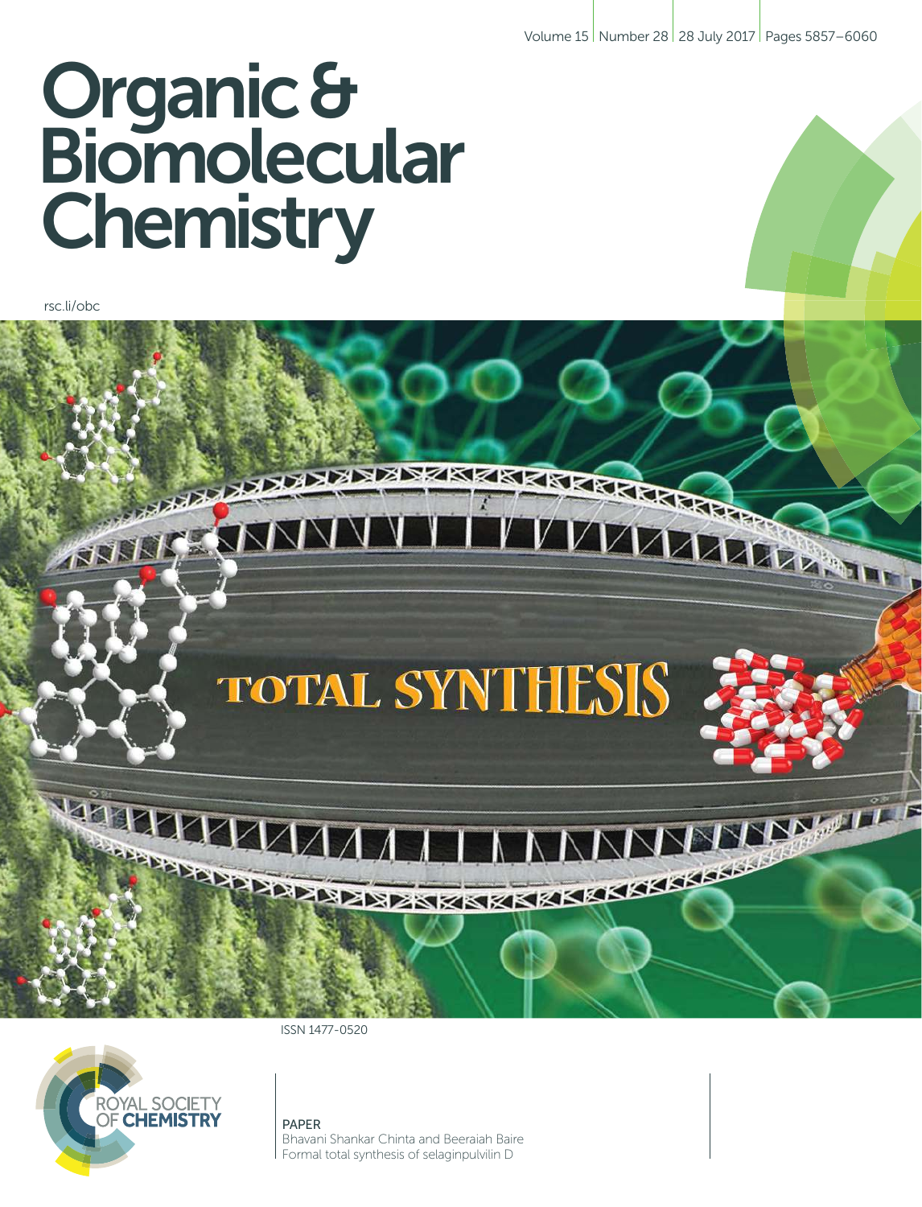# Organic & Biomolecular Chemistry

rsc.li/obc

ISSN 1477-0520

ROYAL SOCIETY OF **CHEMISTRY**

PAPER
Bhavani Shankar Chinta and Beeraiah Baire
Formal total synthesis of selaginpulvilin D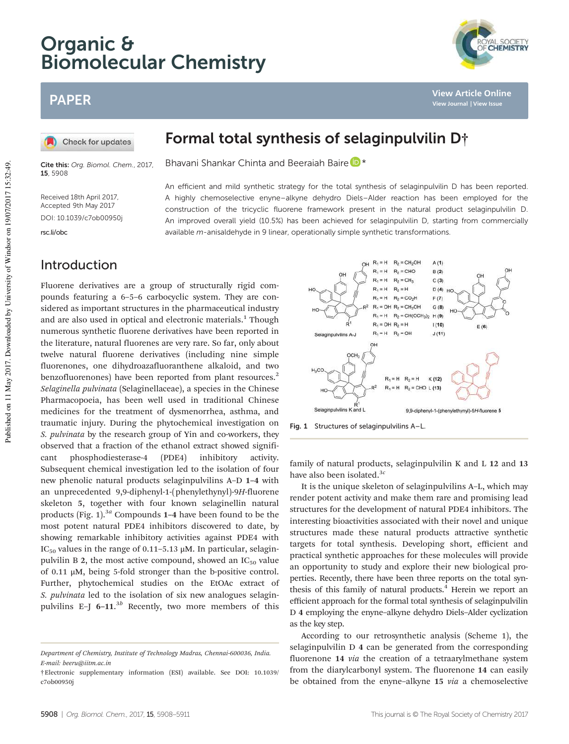# Organic & Biomolecular Chemistry

## PAPER

# Formal total synthesis of selaginpulvilin D†

Bhavani Shankar Chinta and Beeraiah Baire *

Cite this: *Org. Biomol. Chem.*, 2017, **15**, 5908

Received 18th April 2017, Accepted 9th May 2017

DOI: 10.1039/c7ob00950j

rsc.li/obc

An efficient and mild synthetic strategy for the total synthesis of selaginpulvilin D has been reported. A highly chemoselective enyne–alkyne dehydro Diels–Alder reaction has been employed for the construction of the tricyclic fluorene framework present in the natural product selaginpulvilin D. An improved overall yield (10.5%) has been achieved for selaginpulvilin D, starting from commercially available *m*-anisaldehyde in 9 linear, operationally simple synthetic transformations.

## Introduction

Fluorene derivatives are a group of structurally rigid compounds featuring a 6–5–6 carbocyclic system. They are considered as important structures in the pharmaceutical industry and are also used in optical and electronic materials.[1] Though numerous synthetic fluorene derivatives have been reported in the literature, natural fluorenes are very rare. So far, only about twelve natural fluorene derivatives (including nine simple fluorenones, one dihydroazafluoranthene alkaloid, and two benzofluorenones) have been reported from plant resources.[2] *Selaginella pulvinata* (Selaginellaceae), a species in the Chinese Pharmacopoeia, has been well used in traditional Chinese medicines for the treatment of dysmenorrhea, asthma, and traumatic injury. During the phytochemical investigation on *S. pulvinata* by the research group of Yin and co-workers, they observed that a fraction of the ethanol extract showed significant phosphodiesterase-4 (PDE4) inhibitory activity. Subsequent chemical investigation led to the isolation of four new phenolic natural products selaginpulvilins A–D **1–4** with an unprecedented 9,9-diphenyl-1-(phenylethynyl)-9*H*-fluorene skeleton **5**, together with four known selaginellin natural products (Fig. 1).[3a] Compounds **1–4** have been found to be the most potent natural PDE4 inhibitors discovered to date, by showing remarkable inhibitory activities against PDE4 with $IC_{50}$ values in the range of 0.11–5.13 μM. In particular, selaginpulvilin B **2**, the most active compound, showed an $IC_{50}$ value of 0.11 μM, being 5-fold stronger than the b-positive control. Further, phytochemical studies on the EtOAc extract of *S. pulvinata* led to the isolation of six new analogues selaginpulvilins E–J **6–11**.[3b] Recently, two more members of this family of natural products, selaginpulvilin K and L **12** and **13** have also been isolated.[3c]

Fig. 1 Structures of selaginpulvilins A–L.

It is the unique skeleton of selaginpulvilins A–L, which may render potent activity and make them rare and promising lead structures for the development of natural PDE4 inhibitors. The interesting bioactivities associated with their novel and unique structures made these natural products attractive synthetic targets for total synthesis. Developing short, efficient and practical synthetic approaches for these molecules will provide an opportunity to study and explore their new biological properties. Recently, there have been three reports on the total synthesis of this family of natural products.[4] Herein we report an efficient approach for the formal total synthesis of selaginpulvilin D **4** employing the enyne–alkyne dehydro Diels–Alder cyclization as the key step.

According to our retrosynthetic analysis (Scheme 1), the selaginpulvilin D **4** can be generated from the corresponding fluorenone **14** *via* the creation of a tetraarylmethane system from the diarylcarbonyl system. The fluorenone **14** can easily be obtained from the enyne–alkyne **15** *via* a chemoselective

*Department of Chemistry, Institute of Technology Madras, Chennai-600036, India. E-mail: beeru@iitm.ac.in*

†Electronic supplementary information (ESI) available. See DOI: 10.1039/c7ob00950j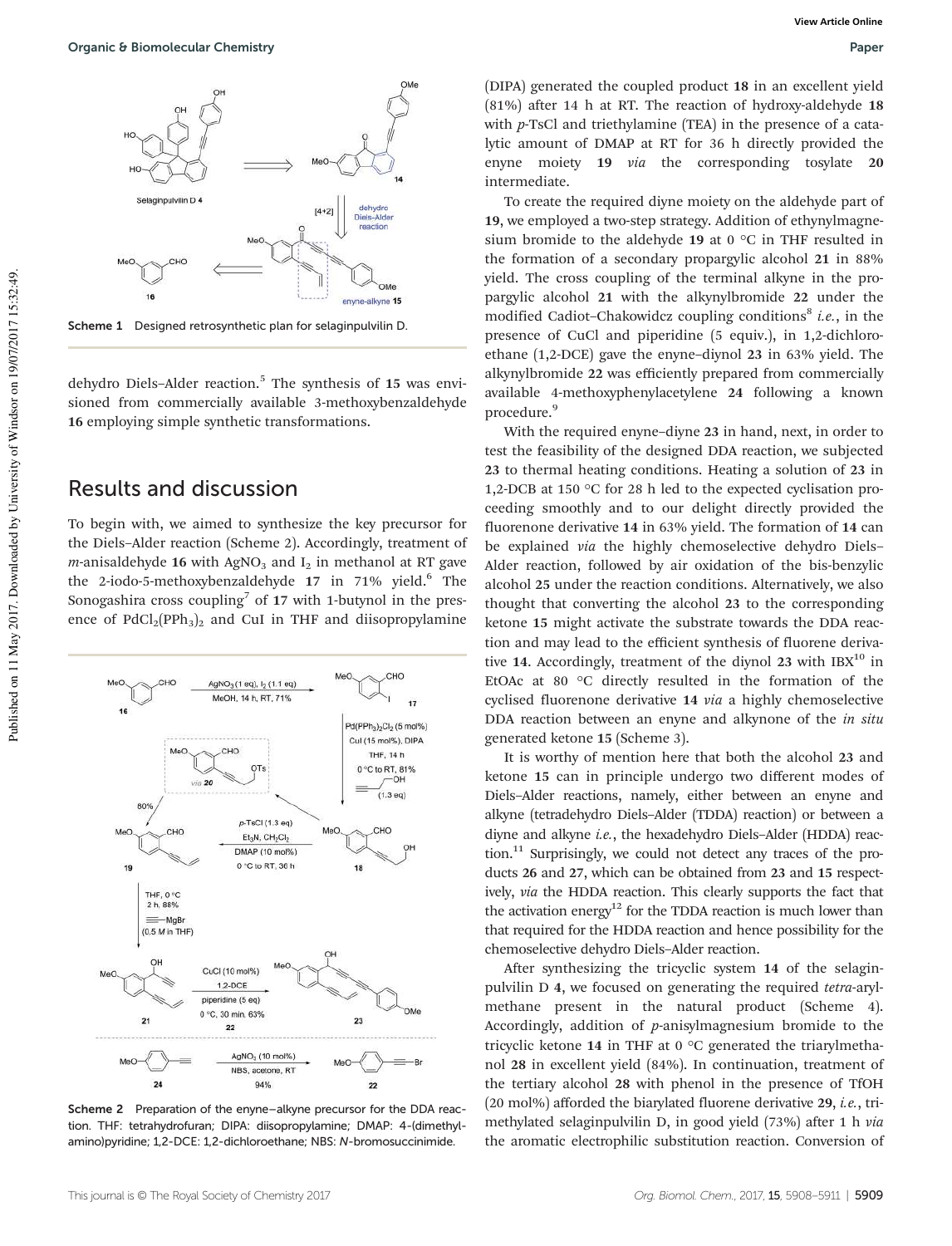Scheme 1 Designed retrosynthetic plan for selaginpulvilin D.

dehydro Diels–Alder reaction.[5] The synthesis of **15** was envisioned from commercially available 3-methoxybenzaldehyde **16** employing simple synthetic transformations.

## Results and discussion

To begin with, we aimed to synthesize the key precursor for the Diels–Alder reaction (Scheme 2). Accordingly, treatment of *m*-anisaldehyde **16** with $AgNO_3$ and $I_2$ in methanol at RT gave the 2-iodo-5-methoxybenzaldehyde **17** in 71% yield.[6] The Sonogashira cross coupling[7] of **17** with 1-butynol in the presence of $PdCl_2(PPh_3)_2$ and CuI in THF and diisopropylamine

Scheme 2 Preparation of the enyne–alkyne precursor for the DDA reaction. THF: tetrahydrofuran; DIPA: diisopropylamine; DMAP: 4-(dimethylamino)pyridine; 1,2-DCE: 1,2-dichloroethane; NBS: *N*-bromosuccinimide.

(DIPA) generated the coupled product **18** in an excellent yield (81%) after 14 h at RT. The reaction of hydroxy-aldehyde **18** with *p*-TsCl and triethylamine (TEA) in the presence of a catalytic amount of DMAP at RT for 36 h directly provided the enyne moiety **19** *via* the corresponding tosylate **20** intermediate.

To create the required diyne moiety on the aldehyde part of **19**, we employed a two-step strategy. Addition of ethynylmagnesium bromide to the aldehyde **19** at 0 °C in THF resulted in the formation of a secondary propargylic alcohol **21** in 88% yield. The cross coupling of the terminal alkyne in the propargylic alcohol **21** with the alkynylbromide **22** under the modified Cadiot–Chakowidcz coupling conditions[8] *i.e.*, in the presence of CuCl and piperidine (5 equiv.), in 1,2-dichloroethane (1,2-DCE) gave the enyne–diynol **23** in 63% yield. The alkynylbromide **22** was efficiently prepared from commercially available 4-methoxyphenylacetylene **24** following a known procedure.[9]

With the required enyne–diyne **23** in hand, next, in order to test the feasibility of the designed DDA reaction, we subjected **23** to thermal heating conditions. Heating a solution of **23** in 1,2-DCB at 150 °C for 28 h led to the expected cyclisation proceeding smoothly and to our delight directly provided the fluorenone derivative **14** in 63% yield. The formation of **14** can be explained *via* the highly chemoselective dehydro Diels–Alder reaction, followed by air oxidation of the bis-benzylic alcohol **25** under the reaction conditions. Alternatively, we also thought that converting the alcohol **23** to the corresponding ketone **15** might activate the substrate towards the DDA reaction and may lead to the efficient synthesis of fluorene derivative **14**. Accordingly, treatment of the diynol **23** with IBX[10] in EtOAc at 80 °C directly resulted in the formation of the cyclised fluorenone derivative **14** *via* a highly chemoselective DDA reaction between an enyne and alkynone of the *in situ* generated ketone **15** (Scheme 3).

It is worthy of mention here that both the alcohol **23** and ketone **15** can in principle undergo two different modes of Diels–Alder reactions, namely, either between an enyne and alkyne (tetradehydro Diels–Alder (TDDA) reaction) or between a diyne and alkyne *i.e.*, the hexadehydro Diels–Alder (HDDA) reaction.[11] Surprisingly, we could not detect any traces of the products **26** and **27**, which can be obtained from **23** and **15** respectively, *via* the HDDA reaction. This clearly supports the fact that the activation energy[12] for the TDDA reaction is much lower than that required for the HDDA reaction and hence possibility for the chemoselective dehydro Diels–Alder reaction.

After synthesizing the tricyclic system **14** of the selaginpulvilin D **4**, we focused on generating the required *tetra*-arylmethane present in the natural product (Scheme 4). Accordingly, addition of *p*-anisylmagnesium bromide to the tricyclic ketone **14** in THF at 0 °C generated the triarylmethanol **28** in excellent yield (84%). In continuation, treatment of the tertiary alcohol **28** with phenol in the presence of TfOH (20 mol%) afforded the biarylated fluorene derivative **29**, *i.e.*, trimethylated selaginpulvilin D, in good yield (73%) after 1 h *via* the aromatic electrophilic substitution reaction. Conversion of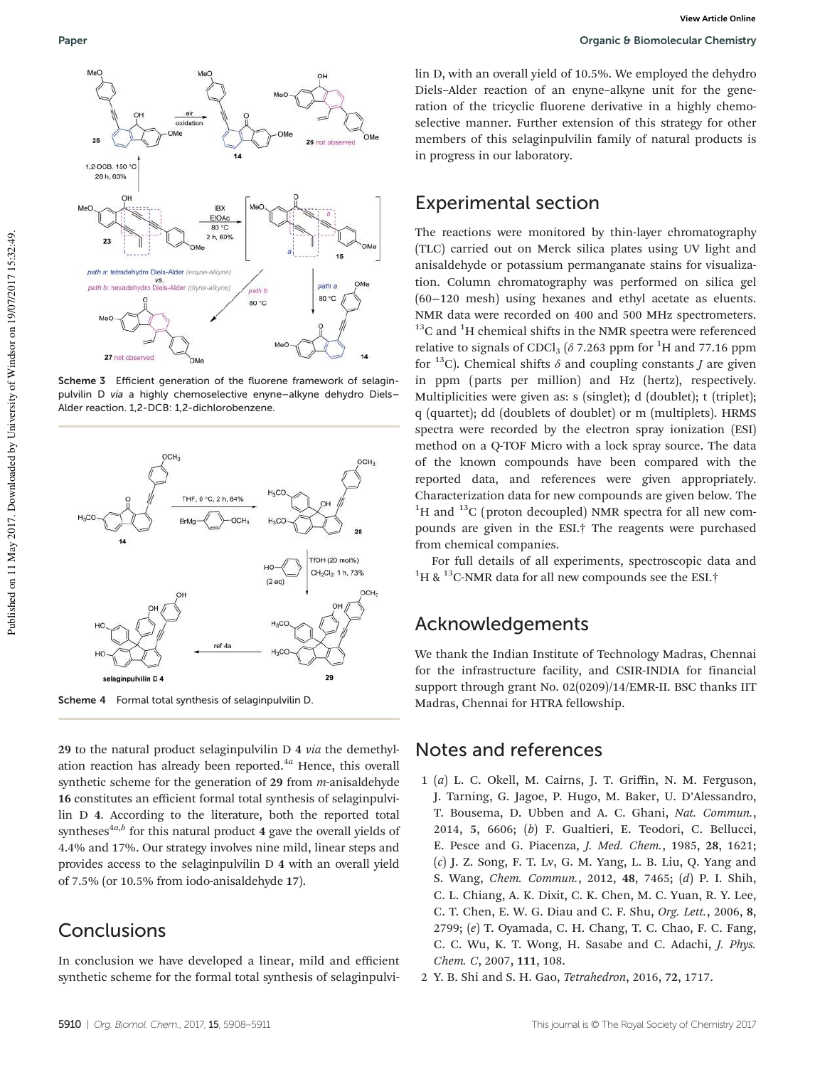Scheme 3 Efficient generation of the fluorene framework of selaginpulvilin D *via* a highly chemoselective enyne–alkyne dehydro Diels–Alder reaction. 1,2-DCB: 1,2-dichlorobenzene.

Scheme 4 Formal total synthesis of selaginpulvilin D.

**29** to the natural product selaginpulvilin D **4** *via* the demethylation reaction has already been reported.[4a] Hence, this overall synthetic scheme for the generation of **29** from *m*-anisaldehyde **16** constitutes an efficient formal total synthesis of selaginpulvilin D **4**. According to the literature, both the reported total syntheses[4a,b] for this natural product **4** gave the overall yields of 4.4% and 17%. Our strategy involves nine mild, linear steps and provides access to the selaginpulvilin D **4** with an overall yield of 7.5% (or 10.5% from iodo-anisaldehyde **17**).

## Conclusions

In conclusion we have developed a linear, mild and efficient synthetic scheme for the formal total synthesis of selaginpulvilin D, with an overall yield of 10.5%. We employed the dehydro Diels–Alder reaction of an enyne–alkyne unit for the generation of the tricyclic fluorene derivative in a highly chemoselective manner. Further extension of this strategy for other members of this selaginpulvilin family of natural products is in progress in our laboratory.

## Experimental section

The reactions were monitored by thin-layer chromatography (TLC) carried out on Merck silica plates using UV light and anisaldehyde or potassium permanganate stains for visualization. Column chromatography was performed on silica gel (60–120 mesh) using hexanes and ethyl acetate as eluents. NMR data were recorded on 400 and 500 MHz spectrometers. $^{13}$C and $^{1}$H chemical shifts in the NMR spectra were referenced relative to signals of $CDCl_3$ ($\delta$ 7.263 ppm for $^{1}$H and 77.16 ppm for $^{13}$C). Chemical shifts $\delta$ and coupling constants $J$ are given in ppm (parts per million) and Hz (hertz), respectively. Multiplicities were given as: s (singlet); d (doublet); t (triplet); q (quartet); dd (doublets of doublet) or m (multiplets). HRMS spectra were recorded by the electron spray ionization (ESI) method on a Q-TOF Micro with a lock spray source. The data of the known compounds have been compared with the reported data, and references were given appropriately. Characterization data for new compounds are given below. The $^{1}$H and $^{13}$C (proton decoupled) NMR spectra for all new compounds are given in the ESI.†

For full details of all experiments, spectroscopic data and $^{1}$H & $^{13}$C-NMR data for all new compounds see the ESI.†

## Acknowledgements

We thank the Indian Institute of Technology Madras, Chennai for the infrastructure facility, and CSIR-INDIA for financial support through grant No. 02(0209)/14/EMR-II. BSC thanks IIT Madras, Chennai for HTRA fellowship.

## Notes and references

1 (*a*) L. C. Okell, M. Cairns, J. T. Griffin, N. M. Ferguson, J. Tarning, G. Jagoe, P. Hugo, M. Baker, U. D'Alessandro, T. Bousema, D. Ubben and A. C. Ghani, *Nat. Commun.*, 2014, **5**, 6606; (*b*) F. Gualtieri, E. Teodori, C. Bellucci, E. Pesce and G. Piacenza, *J. Med. Chem.*, 1985, **28**, 1621; (*c*) J. Z. Song, F. T. Lv, G. M. Yang, L. B. Liu, Q. Yang and S. Wang, *Chem. Commun.*, 2012, **48**, 7465; (*d*) P. I. Shih, C. L. Chiang, A. K. Dixit, C. K. Chen, M. C. Yuan, R. Y. Lee, C. T. Chen, E. W. G. Diau and C. F. Shu, *Org. Lett.*, 2006, **8**, 2799; (*e*) T. Oyamada, C. H. Chang, T. C. Chao, F. C. Fang, C. C. Wu, K. T. Wong, H. Sasabe and C. Adachi, *J. Phys. Chem. C*, 2007, **111**, 108.

2 Y. B. Shi and S. H. Gao, *Tetrahedron*, 2016, **72**, 1717.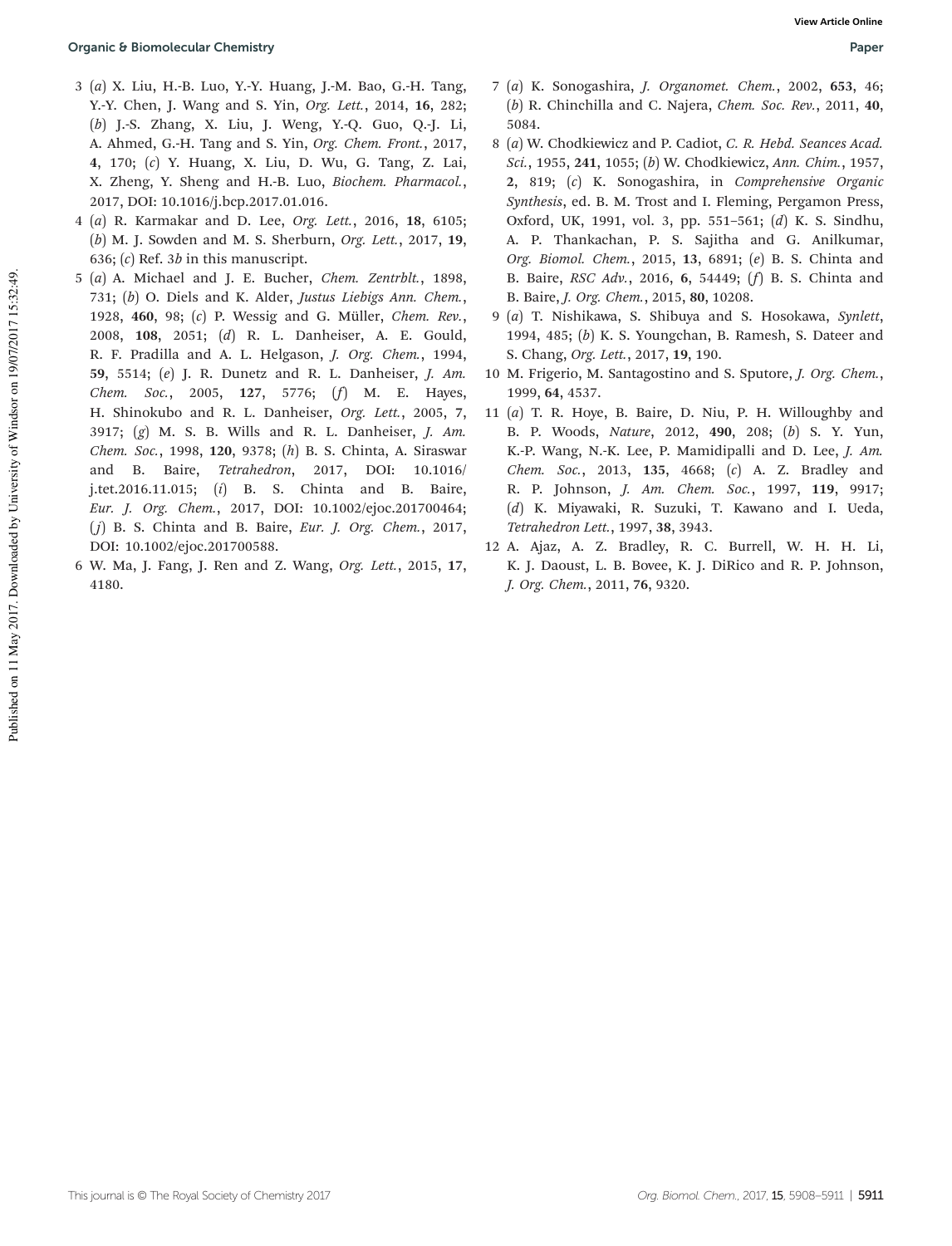3 (*a*) X. Liu, H.-B. Luo, Y.-Y. Huang, J.-M. Bao, G.-H. Tang, Y.-Y. Chen, J. Wang and S. Yin, *Org. Lett.*, 2014, **16**, 282; (*b*) J.-S. Zhang, X. Liu, J. Weng, Y.-Q. Guo, Q.-J. Li, A. Ahmed, G.-H. Tang and S. Yin, *Org. Chem. Front.*, 2017, **4**, 170; (*c*) Y. Huang, X. Liu, D. Wu, G. Tang, Z. Lai, X. Zheng, Y. Sheng and H.-B. Luo, *Biochem. Pharmacol.*, 2017, DOI: 10.1016/j.bcp.2017.01.016.

4 (*a*) R. Karmakar and D. Lee, *Org. Lett.*, 2016, **18**, 6105; (*b*) M. J. Sowden and M. S. Sherburn, *Org. Lett.*, 2017, **19**, 636; (*c*) Ref. 3*b* in this manuscript.

5 (*a*) A. Michael and J. E. Bucher, *Chem. Zentrblt.*, 1898, 731; (*b*) O. Diels and K. Alder, *Justus Liebigs Ann. Chem.*, 1928, **460**, 98; (*c*) P. Wessig and G. Müller, *Chem. Rev.*, 2008, **108**, 2051; (*d*) R. L. Danheiser, A. E. Gould, R. F. Pradilla and A. L. Helgason, *J. Org. Chem.*, 1994, **59**, 5514; (*e*) J. R. Dunetz and R. L. Danheiser, *J. Am. Chem. Soc.*, 2005, **127**, 5776; (*f*) M. E. Hayes, H. Shinokubo and R. L. Danheiser, *Org. Lett.*, 2005, **7**, 3917; (*g*) M. S. B. Wills and R. L. Danheiser, *J. Am. Chem. Soc.*, 1998, **120**, 9378; (*h*) B. S. Chinta, A. Siraswar and B. Baire, *Tetrahedron*, 2017, DOI: 10.1016/j.tet.2016.11.015; (*i*) B. S. Chinta and B. Baire, *Eur. J. Org. Chem.*, 2017, DOI: 10.1002/ejoc.201700464; (*j*) B. S. Chinta and B. Baire, *Eur. J. Org. Chem.*, 2017, DOI: 10.1002/ejoc.201700588.

6 W. Ma, J. Fang, J. Ren and Z. Wang, *Org. Lett.*, 2015, **17**, 4180.

7 (*a*) K. Sonogashira, *J. Organomet. Chem.*, 2002, **653**, 46; (*b*) R. Chinchilla and C. Najera, *Chem. Soc. Rev.*, 2011, **40**, 5084.

8 (*a*) W. Chodkiewicz and P. Cadiot, *C. R. Hebd. Seances Acad. Sci.*, 1955, **241**, 1055; (*b*) W. Chodkiewicz, *Ann. Chim.*, 1957, **2**, 819; (*c*) K. Sonogashira, in *Comprehensive Organic Synthesis*, ed. B. M. Trost and I. Fleming, Pergamon Press, Oxford, UK, 1991, vol. 3, pp. 551–561; (*d*) K. S. Sindhu, A. P. Thankachan, P. S. Sajitha and G. Anilkumar, *Org. Biomol. Chem.*, 2015, **13**, 6891; (*e*) B. S. Chinta and B. Baire, *RSC Adv.*, 2016, **6**, 54449; (*f*) B. S. Chinta and B. Baire, *J. Org. Chem.*, 2015, **80**, 10208.

9 (*a*) T. Nishikawa, S. Shibuya and S. Hosokawa, *Synlett*, 1994, 485; (*b*) K. S. Youngchan, B. Ramesh, S. Dateer and S. Chang, *Org. Lett.*, 2017, **19**, 190.

10 M. Frigerio, M. Santagostino and S. Sputore, *J. Org. Chem.*, 1999, **64**, 4537.

11 (*a*) T. R. Hoye, B. Baire, D. Niu, P. H. Willoughby and B. P. Woods, *Nature*, 2012, **490**, 208; (*b*) S. Y. Yun, K.-P. Wang, N.-K. Lee, P. Mamidipalli and D. Lee, *J. Am. Chem. Soc.*, 2013, **135**, 4668; (*c*) A. Z. Bradley and R. P. Johnson, *J. Am. Chem. Soc.*, 1997, **119**, 9917; (*d*) K. Miyawaki, R. Suzuki, T. Kawano and I. Ueda, *Tetrahedron Lett.*, 1997, **38**, 3943.

12 A. Ajaz, A. Z. Bradley, R. C. Burrell, W. H. H. Li, K. J. Daoust, L. B. Bovee, K. J. DiRico and R. P. Johnson, *J. Org. Chem.*, 2011, **76**, 9320.